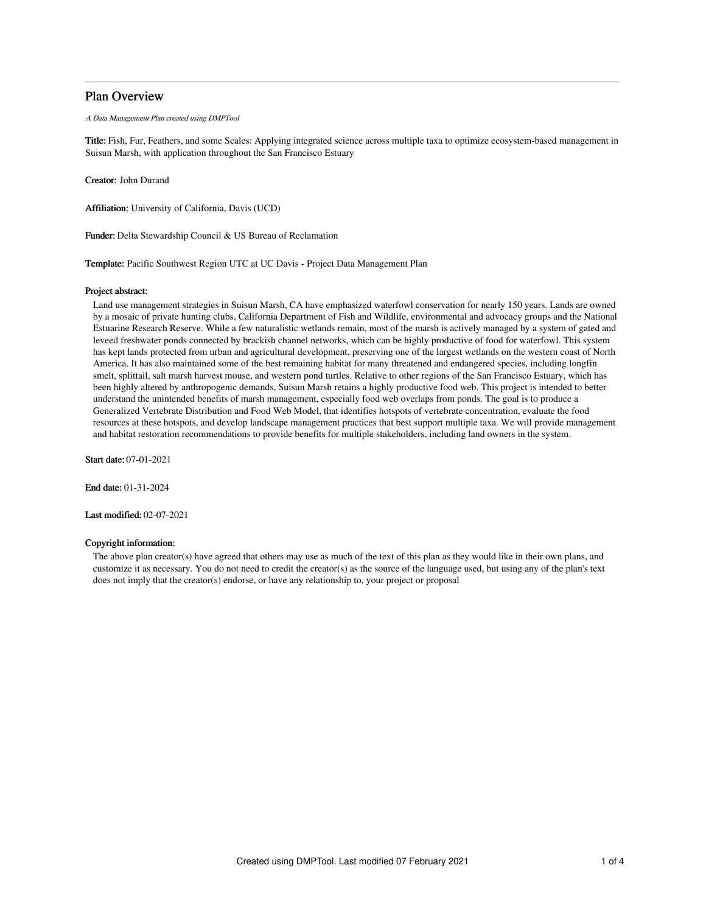# Plan Overview

*A Data Management Plan created using DMPTool*

**Title:** Fish, Fur, Feathers, and some Scales: Applying integrated science across multiple taxa to optimize ecosystem-based management in Suisun Marsh, with application throughout the San Francisco Estuary

**Creator:** John Durand

**Affiliation:** University of California, Davis (UCD)

**Funder:** Delta Stewardship Council & US Bureau of Reclamation

**Template:** Pacific Southwest Region UTC at UC Davis - Project Data Management Plan

**Project abstract:**

Land use management strategies in Suisun Marsh, CA have emphasized waterfowl conservation for nearly 150 years. Lands are owned by a mosaic of private hunting clubs, California Department of Fish and Wildlife, environmental and advocacy groups and the National Estuarine Research Reserve. While a few naturalistic wetlands remain, most of the marsh is actively managed by a system of gated and leveed freshwater ponds connected by brackish channel networks, which can be highly productive of food for waterfowl. This system has kept lands protected from urban and agricultural development, preserving one of the largest wetlands on the western coast of North America. It has also maintained some of the best remaining habitat for many threatened and endangered species, including longfin smelt, splittail, salt marsh harvest mouse, and western pond turtles. Relative to other regions of the San Francisco Estuary, which has been highly altered by anthropogenic demands, Suisun Marsh retains a highly productive food web. This project is intended to better understand the unintended benefits of marsh management, especially food web overlaps from ponds. The goal is to produce a Generalized Vertebrate Distribution and Food Web Model, that identifies hotspots of vertebrate concentration, evaluate the food resources at these hotspots, and develop landscape management practices that best support multiple taxa. We will provide management and habitat restoration recommendations to provide benefits for multiple stakeholders, including land owners in the system.

**Start date:** 07-01-2021

**End date:** 01-31-2024

**Last modified:** 02-07-2021

**Copyright information:**

The above plan creator(s) have agreed that others may use as much of the text of this plan as they would like in their own plans, and customize it as necessary. You do not need to credit the creator(s) as the source of the language used, but using any of the plan's text does not imply that the creator(s) endorse, or have any relationship to, your project or proposal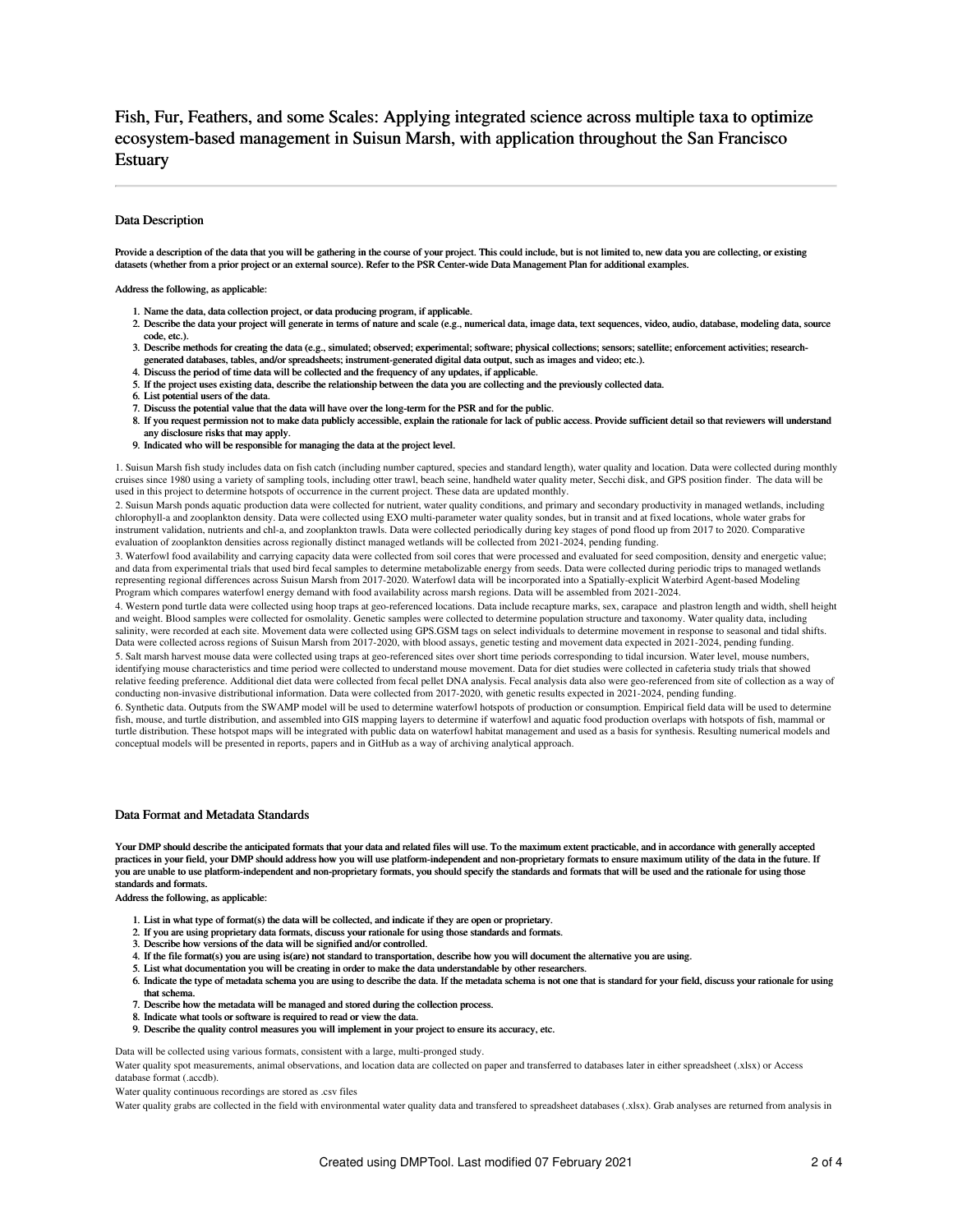# Fish, Fur, Feathers, and some Scales: Applying integrated science across multiple taxa to optimize ecosystem-based management in Suisun Marsh, with application throughout the San Francisco Estuary

## Data Description

**Provide a description of the data that you will be gathering in the course of your project. This could include, but is not limited to, new data you are collecting, or existing datasets (whether from a prior project or an external source). Refer to the PSR Center-wide Data Management Plan for additional examples.**

**Address the following, as applicable:**

1. **Name the data, data collection project, or data producing program, if applicable.**
2. **Describe the data your project will generate in terms of nature and scale (e.g., numerical data, image data, text sequences, video, audio, database, modeling data, source code, etc.).**
3. **Describe methods for creating the data (e.g., simulated; observed; experimental; software; physical collections; sensors; satellite; enforcement activities; research-generated databases, tables, and/or spreadsheets; instrument-generated digital data output, such as images and video; etc.).**
4. **Discuss the period of time data will be collected and the frequency of any updates, if applicable.**
5. **If the project uses existing data, describe the relationship between the data you are collecting and the previously collected data.**
6. **List potential users of the data.**
7. **Discuss the potential value that the data will have over the long-term for the PSR and for the public.**
8. **If you request permission not to make data publicly accessible, explain the rationale for lack of public access. Provide sufficient detail so that reviewers will understand any disclosure risks that may apply.**
9. **Indicated who will be responsible for managing the data at the project level.**

1. Suisun Marsh fish study includes data on fish catch (including number captured, species and standard length), water quality and location. Data were collected during monthly cruises since 1980 using a variety of sampling tools, including otter trawl, beach seine, handheld water quality meter, Secchi disk, and GPS position finder. The data will be used in this project to determine hotspots of occurrence in the current project. These data are updated monthly.

2. Suisun Marsh ponds aquatic production data were collected for nutrient, water quality conditions, and primary and secondary productivity in managed wetlands, including chlorophyll-a and zooplankton density. Data were collected using EXO multi-parameter water quality sondes, but in transit and at fixed locations, whole water grabs for instrument validation, nutrients and chl-a, and zooplankton trawls. Data were collected periodically during key stages of pond flood up from 2017 to 2020. Comparative evaluation of zooplankton densities across regionally distinct managed wetlands will be collected from 2021-2024, pending funding.

3. Waterfowl food availability and carrying capacity data were collected from soil cores that were processed and evaluated for seed composition, density and energetic value; and data from experimental trials that used bird fecal samples to determine metabolizable energy from seeds. Data were collected during periodic trips to managed wetlands representing regional differences across Suisun Marsh from 2017-2020. Waterfowl data will be incorporated into a Spatially-explicit Waterbird Agent-based Modeling Program which compares waterfowl energy demand with food availability across marsh regions. Data will be assembled from 2021-2024.

4. Western pond turtle data were collected using hoop traps at geo-referenced locations. Data include recapture marks, sex, carapace and plastron length and width, shell height and weight. Blood samples were collected for osmolality. Genetic samples were collected to determine population structure and taxonomy. Water quality data, including salinity, were recorded at each site. Movement data were collected using GPS.GSM tags on select individuals to determine movement in response to seasonal and tidal shifts. Data were collected across regions of Suisun Marsh from 2017-2020, with blood assays, genetic testing and movement data expected in 2021-2024, pending funding.

5. Salt marsh harvest mouse data were collected using traps at geo-referenced sites over short time periods corresponding to tidal incursion. Water level, mouse numbers, identifying mouse characteristics and time period were collected to understand mouse movement. Data for diet studies were collected in cafeteria study trials that showed relative feeding preference. Additional diet data were collected from fecal pellet DNA analysis. Fecal analysis data also were geo-referenced from site of collection as a way of conducting non-invasive distributional information. Data were collected from 2017-2020, with genetic results expected in 2021-2024, pending funding.

6. Synthetic data. Outputs from the SWAMP model will be used to determine waterfowl hotspots of production or consumption. Empirical field data will be used to determine fish, mouse, and turtle distribution, and assembled into GIS mapping layers to determine if waterfowl and aquatic food production overlaps with hotspots of fish, mammal or turtle distribution. These hotspot maps will be integrated with public data on waterfowl habitat management and used as a basis for synthesis. Resulting numerical models and conceptual models will be presented in reports, papers and in GitHub as a way of archiving analytical approach.

## Data Format and Metadata Standards

**Your DMP should describe the anticipated formats that your data and related files will use. To the maximum extent practicable, and in accordance with generally accepted practices in your field, your DMP should address how you will use platform-independent and non-proprietary formats to ensure maximum utility of the data in the future. If you are unable to use platform-independent and non-proprietary formats, you should specify the standards and formats that will be used and the rationale for using those standards and formats.**

**Address the following, as applicable:**

1. **List in what type of format(s) the data will be collected, and indicate if they are open or proprietary.**
2. **If you are using proprietary data formats, discuss your rationale for using those standards and formats.**
3. **Describe how versions of the data will be signified and/or controlled.**
4. **If the file format(s) you are using is(are) not standard to transportation, describe how you will document the alternative you are using.**
5. **List what documentation you will be creating in order to make the data understandable by other researchers.**
6. **Indicate the type of metadata schema you are using to describe the data. If the metadata schema is not one that is standard for your field, discuss your rationale for using that schema.**
7. **Describe how the metadata will be managed and stored during the collection process.**
8. **Indicate what tools or software is required to read or view the data.**
9. **Describe the quality control measures you will implement in your project to ensure its accuracy, etc.**

Data will be collected using various formats, consistent with a large, multi-pronged study.

Water quality spot measurements, animal observations, and location data are collected on paper and transferred to databases later in either spreadsheet (.xlsx) or Access database format (.accdb).

Water quality continuous recordings are stored as .csv files

Water quality grabs are collected in the field with environmental water quality data and transfered to spreadsheet databases (.xlsx). Grab analyses are returned from analysis in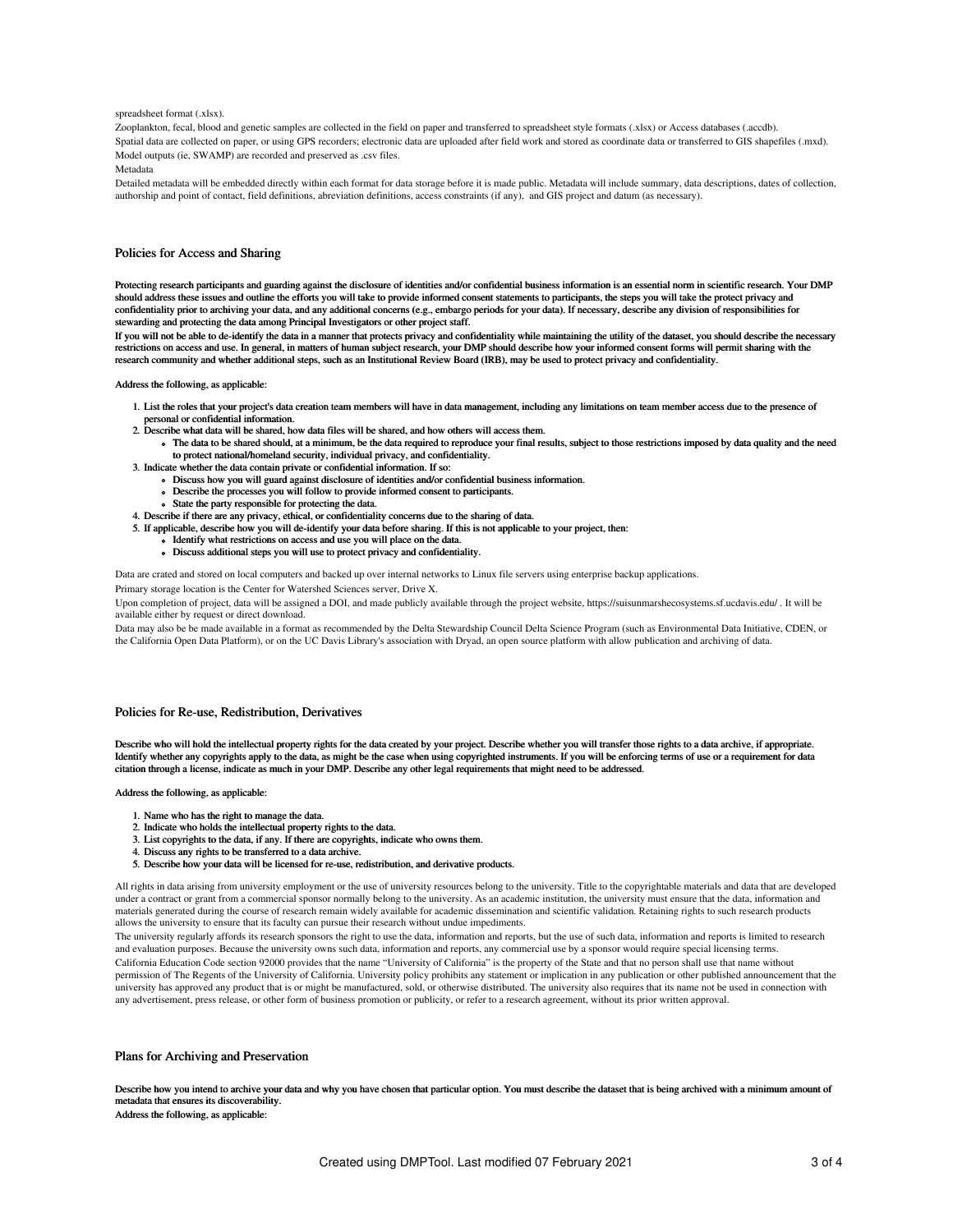spreadsheet format (.xlsx).

Zooplankton, fecal, blood and genetic samples are collected in the field on paper and transferred to spreadsheet style formats (.xlsx) or Access databases (.accdb).

Spatial data are collected on paper, or using GPS recorders; electronic data are uploaded after field work and stored as coordinate data or transferred to GIS shapefiles (.mxd).

Model outputs (ie, SWAMP) are recorded and preserved as .csv files.

Metadata

Detailed metadata will be embedded directly within each format for data storage before it is made public. Metadata will include summary, data descriptions, dates of collection, authorship and point of contact, field definitions, abreviation definitions, access constraints (if any), and GIS project and datum (as necessary).

## Policies for Access and Sharing

**Protecting research participants and guarding against the disclosure of identities and/or confidential business information is an essential norm in scientific research. Your DMP should address these issues and outline the efforts you will take to provide informed consent statements to participants, the steps you will take the protect privacy and confidentiality prior to archiving your data, and any additional concerns (e.g., embargo periods for your data). If necessary, describe any division of responsibilities for stewarding and protecting the data among Principal Investigators or other project staff.**

**If you will not be able to de-identify the data in a manner that protects privacy and confidentiality while maintaining the utility of the dataset, you should describe the necessary restrictions on access and use. In general, in matters of human subject research, your DMP should describe how your informed consent forms will permit sharing with the research community and whether additional steps, such as an Institutional Review Board (IRB), may be used to protect privacy and confidentiality.**

**Address the following, as applicable:**

1. **List the roles that your project's data creation team members will have in data management, including any limitations on team member access due to the presence of personal or confidential information.**
2. **Describe what data will be shared, how data files will be shared, and how others will access them.**
   - **The data to be shared should, at a minimum, be the data required to reproduce your final results, subject to those restrictions imposed by data quality and the need to protect national/homeland security, individual privacy, and confidentiality.**
3. **Indicate whether the data contain private or confidential information. If so:**
   - **Discuss how you will guard against disclosure of identities and/or confidential business information.**
   - **Describe the processes you will follow to provide informed consent to participants.**
   - **State the party responsible for protecting the data.**
4. **Describe if there are any privacy, ethical, or confidentiality concerns due to the sharing of data.**
5. **If applicable, describe how you will de-identify your data before sharing. If this is not applicable to your project, then:**
   - **Identify what restrictions on access and use you will place on the data.**
   - **Discuss additional steps you will use to protect privacy and confidentiality.**

Data are crated and stored on local computers and backed up over internal networks to Linux file servers using enterprise backup applications.

Primary storage location is the Center for Watershed Sciences server, Drive X.

Upon completion of project, data will be assigned a DOI, and made publicly available through the project website, https://suisunmarshecosystems.sf.ucdavis.edu/ . It will be available either by request or direct download.

Data may also be be made available in a format as recommended by the Delta Stewardship Council Delta Science Program (such as Environmental Data Initiative, CDEN, or the California Open Data Platform), or on the UC Davis Library's association with Dryad, an open source platform with allow publication and archiving of data.

## Policies for Re-use, Redistribution, Derivatives

**Describe who will hold the intellectual property rights for the data created by your project. Describe whether you will transfer those rights to a data archive, if appropriate. Identify whether any copyrights apply to the data, as might be the case when using copyrighted instruments. If you will be enforcing terms of use or a requirement for data citation through a license, indicate as much in your DMP. Describe any other legal requirements that might need to be addressed.**

**Address the following, as applicable:**

1. **Name who has the right to manage the data.**
2. **Indicate who holds the intellectual property rights to the data.**
3. **List copyrights to the data, if any. If there are copyrights, indicate who owns them.**
4. **Discuss any rights to be transferred to a data archive.**
5. **Describe how your data will be licensed for re-use, redistribution, and derivative products.**

All rights in data arising from university employment or the use of university resources belong to the university. Title to the copyrightable materials and data that are developed under a contract or grant from a commercial sponsor normally belong to the university. As an academic institution, the university must ensure that the data, information and materials generated during the course of research remain widely available for academic dissemination and scientific validation. Retaining rights to such research products allows the university to ensure that its faculty can pursue their research without undue impediments.

The university regularly affords its research sponsors the right to use the data, information and reports, but the use of such data, information and reports is limited to research and evaluation purposes. Because the university owns such data, information and reports, any commercial use by a sponsor would require special licensing terms.

California Education Code section 92000 provides that the name "University of California" is the property of the State and that no person shall use that name without permission of The Regents of the University of California. University policy prohibits any statement or implication in any publication or other published announcement that the university has approved any product that is or might be manufactured, sold, or otherwise distributed. The university also requires that its name not be used in connection with any advertisement, press release, or other form of business promotion or publicity, or refer to a research agreement, without its prior written approval.

## Plans for Archiving and Preservation

**Describe how you intend to archive your data and why you have chosen that particular option. You must describe the dataset that is being archived with a minimum amount of metadata that ensures its discoverability.**

**Address the following, as applicable:**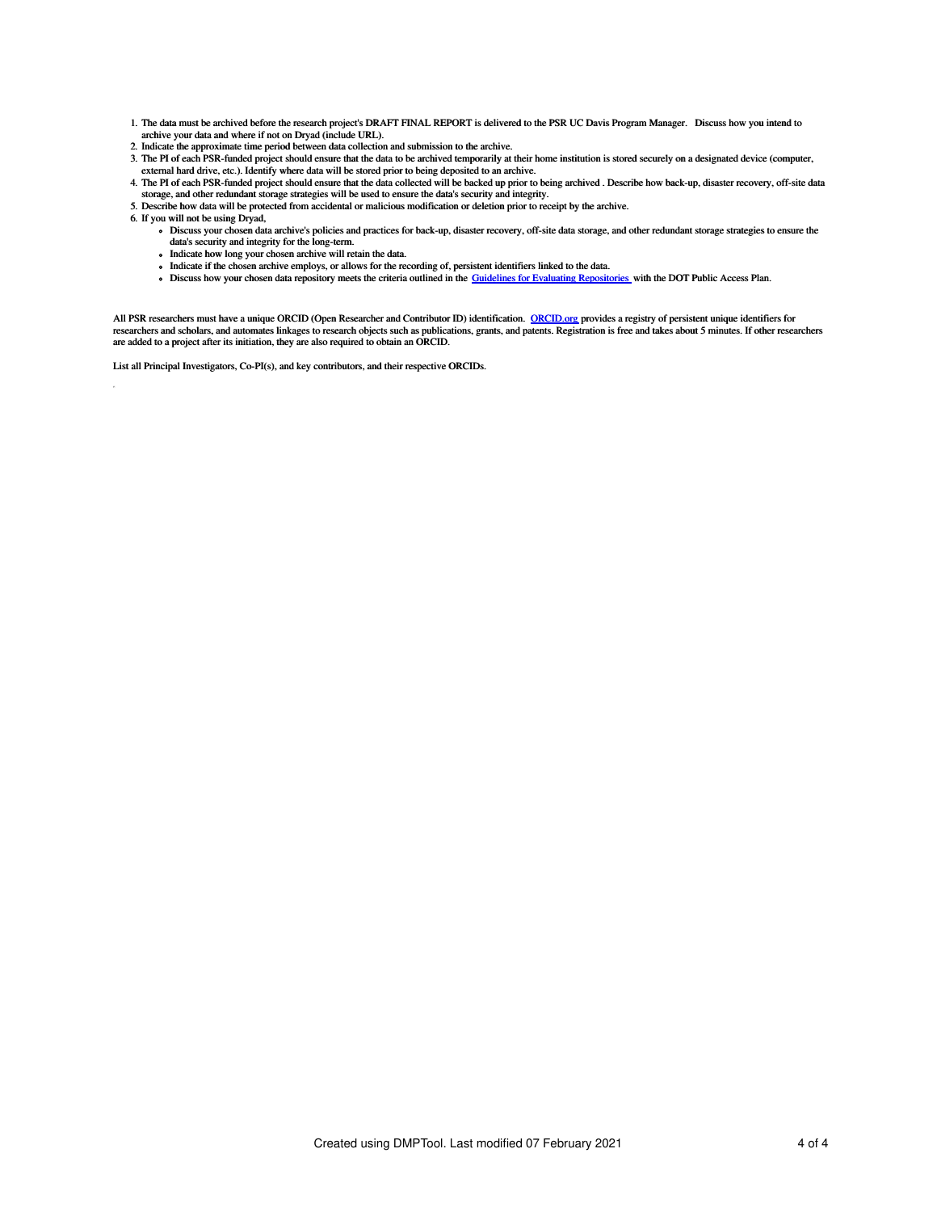1. The data must be archived before the research project's DRAFT FINAL REPORT is delivered to the PSR UC Davis Program Manager. Discuss how you intend to archive your data and where if not on Dryad (include URL).
2. Indicate the approximate time period between data collection and submission to the archive.
3. The PI of each PSR-funded project should ensure that the data to be archived temporarily at their home institution is stored securely on a designated device (computer, external hard drive, etc.). Identify where data will be stored prior to being deposited to an archive.
4. The PI of each PSR-funded project should ensure that the data collected will be backed up prior to being archived . Describe how back-up, disaster recovery, off-site data storage, and other redundant storage strategies will be used to ensure the data's security and integrity.
5. Describe how data will be protected from accidental or malicious modification or deletion prior to receipt by the archive.
6. If you will not be using Dryad,
   - Discuss your chosen data archive's policies and practices for back-up, disaster recovery, off-site data storage, and other redundant storage strategies to ensure the data's security and integrity for the long-term.
   - Indicate how long your chosen archive will retain the data.
   - Indicate if the chosen archive employs, or allows for the recording of, persistent identifiers linked to the data.
   - Discuss how your chosen data repository meets the criteria outlined in the Guidelines for Evaluating Repositories with the DOT Public Access Plan.

All PSR researchers must have a unique ORCID (Open Researcher and Contributor ID) identification. ORCID.org provides a registry of persistent unique identifiers for researchers and scholars, and automates linkages to research objects such as publications, grants, and patents. Registration is free and takes about 5 minutes. If other researchers are added to a project after its initiation, they are also required to obtain an ORCID.

List all Principal Investigators, Co-PI(s), and key contributors, and their respective ORCIDs.

Created using DMPTool. Last modified 07 February 2021